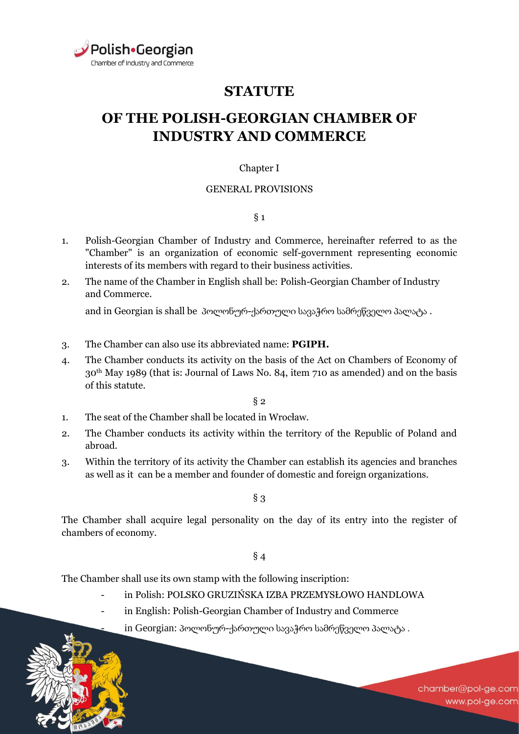# STATUTE

# OF THE POLISH-GEORGIAN CHAMBER OF INDUSTRY AND COMMERCE

Chapter I

GENERAL PROVISIONS

§ 1

1. Polish-Georgian Chamber of Industry and Commerce, hereinafter referred to as the "Chamber" is an organization of economic self-government representing economic interests of its members with regard to their business activities.
2. The name of the Chamber in English shall be: Polish-Georgian Chamber of Industry and Commerce.

   and in Georgian is shall be პოლონურ-ქართული სავაჭრო სამრეწველო პალატა .

3. The Chamber can also use its abbreviated name: **PGIPH.**
4. The Chamber conducts its activity on the basis of the Act on Chambers of Economy of 30th May 1989 (that is: Journal of Laws No. 84, item 710 as amended) and on the basis of this statute.

§ 2

1. The seat of the Chamber shall be located in Wrocław.
2. The Chamber conducts its activity within the territory of the Republic of Poland and abroad.
3. Within the territory of its activity the Chamber can establish its agencies and branches as well as it can be a member and founder of domestic and foreign organizations.

§ 3

The Chamber shall acquire legal personality on the day of its entry into the register of chambers of economy.

§ 4

The Chamber shall use its own stamp with the following inscription:

- in Polish: POLSKO GRUZIŃSKA IZBA PRZEMYSŁOWO HANDLOWA
- in English: Polish-Georgian Chamber of Industry and Commerce
- in Georgian: პოლონურ-ქართული სავაჭრო სამრეწველო პალატა .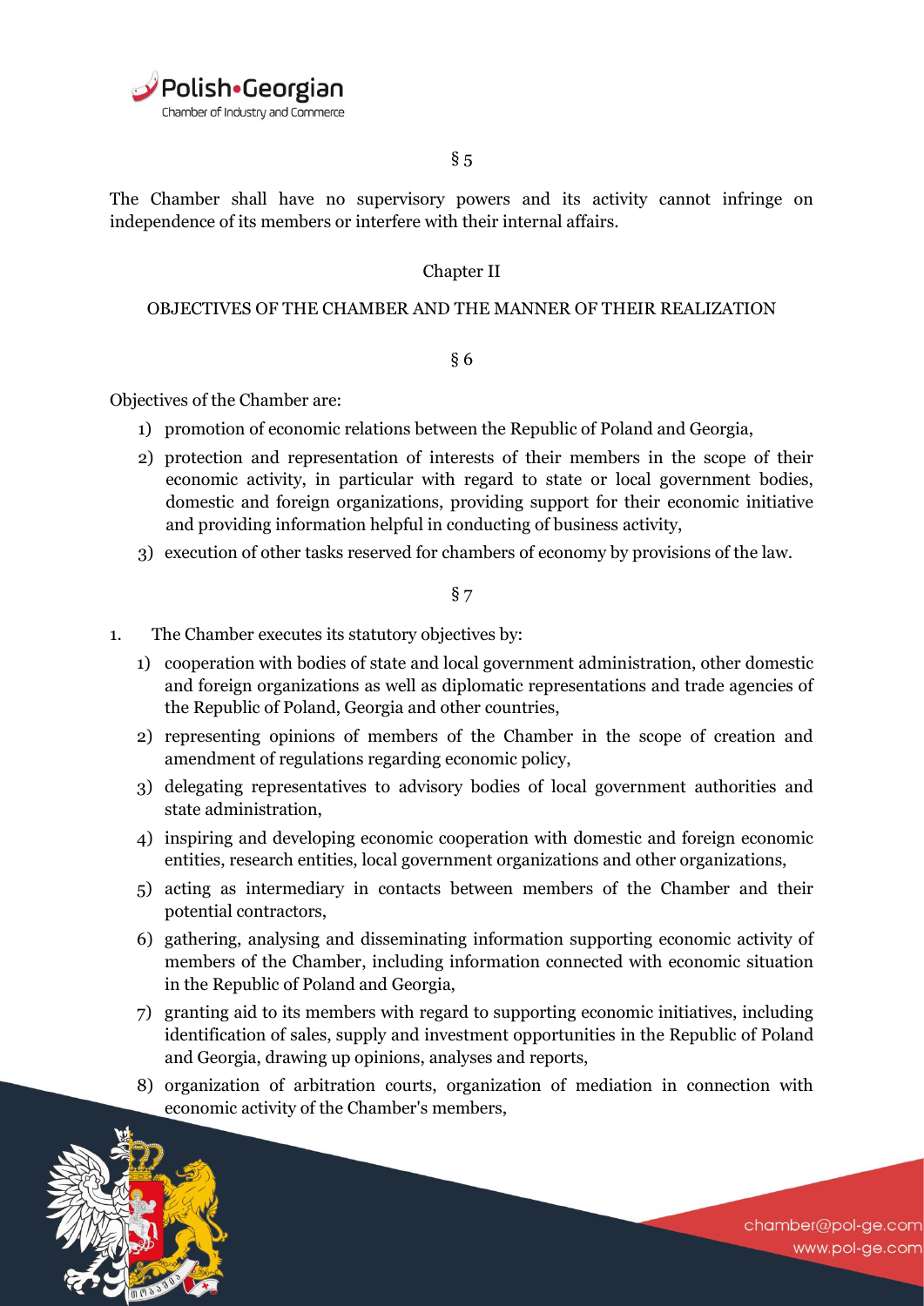§ 5

The Chamber shall have no supervisory powers and its activity cannot infringe on independence of its members or interfere with their internal affairs.

## Chapter II

## OBJECTIVES OF THE CHAMBER AND THE MANNER OF THEIR REALIZATION

§ 6

Objectives of the Chamber are:

1) promotion of economic relations between the Republic of Poland and Georgia,
2) protection and representation of interests of their members in the scope of their economic activity, in particular with regard to state or local government bodies, domestic and foreign organizations, providing support for their economic initiative and providing information helpful in conducting of business activity,
3) execution of other tasks reserved for chambers of economy by provisions of the law.

§ 7

1. The Chamber executes its statutory objectives by:
   1) cooperation with bodies of state and local government administration, other domestic and foreign organizations as well as diplomatic representations and trade agencies of the Republic of Poland, Georgia and other countries,
   2) representing opinions of members of the Chamber in the scope of creation and amendment of regulations regarding economic policy,
   3) delegating representatives to advisory bodies of local government authorities and state administration,
   4) inspiring and developing economic cooperation with domestic and foreign economic entities, research entities, local government organizations and other organizations,
   5) acting as intermediary in contacts between members of the Chamber and their potential contractors,
   6) gathering, analysing and disseminating information supporting economic activity of members of the Chamber, including information connected with economic situation in the Republic of Poland and Georgia,
   7) granting aid to its members with regard to supporting economic initiatives, including identification of sales, supply and investment opportunities in the Republic of Poland and Georgia, drawing up opinions, analyses and reports,
   8) organization of arbitration courts, organization of mediation in connection with economic activity of the Chamber's members,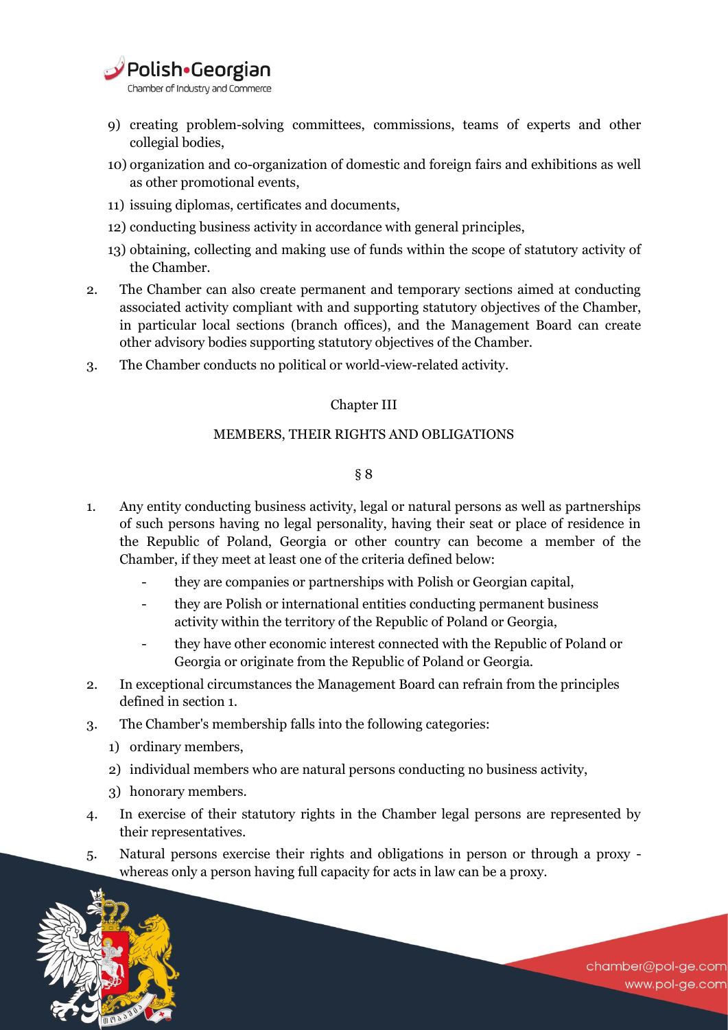9) creating problem-solving committees, commissions, teams of experts and other collegial bodies,
10) organization and co-organization of domestic and foreign fairs and exhibitions as well as other promotional events,
11) issuing diplomas, certificates and documents,
12) conducting business activity in accordance with general principles,
13) obtaining, collecting and making use of funds within the scope of statutory activity of the Chamber.

2. The Chamber can also create permanent and temporary sections aimed at conducting associated activity compliant with and supporting statutory objectives of the Chamber, in particular local sections (branch offices), and the Management Board can create other advisory bodies supporting statutory objectives of the Chamber.
3. The Chamber conducts no political or world-view-related activity.

## Chapter III

## MEMBERS, THEIR RIGHTS AND OBLIGATIONS

### § 8

1. Any entity conducting business activity, legal or natural persons as well as partnerships of such persons having no legal personality, having their seat or place of residence in the Republic of Poland, Georgia or other country can become a member of the Chamber, if they meet at least one of the criteria defined below:
   - they are companies or partnerships with Polish or Georgian capital,
   - they are Polish or international entities conducting permanent business activity within the territory of the Republic of Poland or Georgia,
   - they have other economic interest connected with the Republic of Poland or Georgia or originate from the Republic of Poland or Georgia.
2. In exceptional circumstances the Management Board can refrain from the principles defined in section 1.
3. The Chamber's membership falls into the following categories:
   1) ordinary members,
   2) individual members who are natural persons conducting no business activity,
   3) honorary members.
4. In exercise of their statutory rights in the Chamber legal persons are represented by their representatives.
5. Natural persons exercise their rights and obligations in person or through a proxy - whereas only a person having full capacity for acts in law can be a proxy.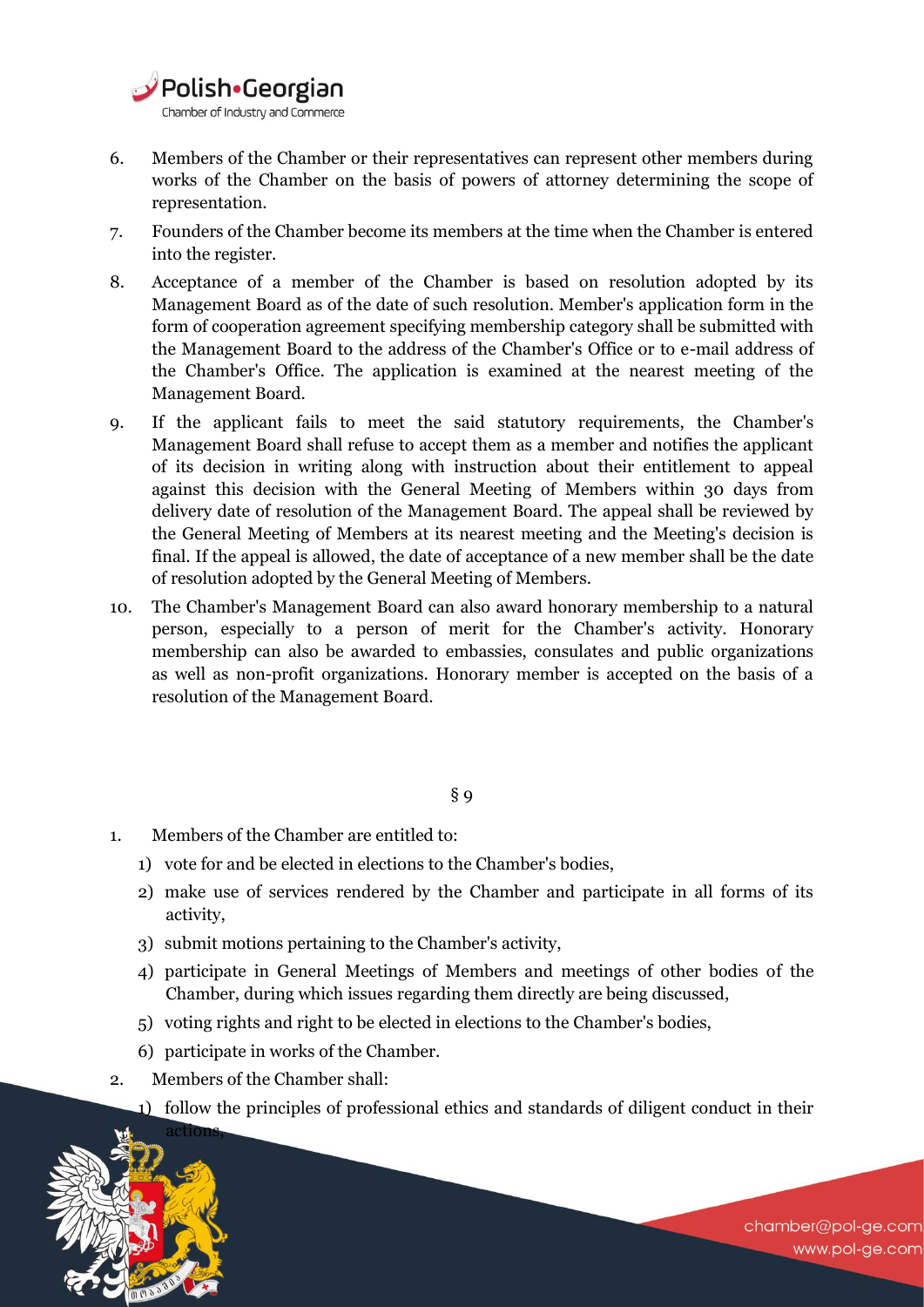6. Members of the Chamber or their representatives can represent other members during works of the Chamber on the basis of powers of attorney determining the scope of representation.
7. Founders of the Chamber become its members at the time when the Chamber is entered into the register.
8. Acceptance of a member of the Chamber is based on resolution adopted by its Management Board as of the date of such resolution. Member's application form in the form of cooperation agreement specifying membership category shall be submitted with the Management Board to the address of the Chamber's Office or to e-mail address of the Chamber's Office. The application is examined at the nearest meeting of the Management Board.
9. If the applicant fails to meet the said statutory requirements, the Chamber's Management Board shall refuse to accept them as a member and notifies the applicant of its decision in writing along with instruction about their entitlement to appeal against this decision with the General Meeting of Members within 30 days from delivery date of resolution of the Management Board. The appeal shall be reviewed by the General Meeting of Members at its nearest meeting and the Meeting's decision is final. If the appeal is allowed, the date of acceptance of a new member shall be the date of resolution adopted by the General Meeting of Members.
10. The Chamber's Management Board can also award honorary membership to a natural person, especially to a person of merit for the Chamber's activity. Honorary membership can also be awarded to embassies, consulates and public organizations as well as non-profit organizations. Honorary member is accepted on the basis of a resolution of the Management Board.

§ 9

1. Members of the Chamber are entitled to:
   1) vote for and be elected in elections to the Chamber's bodies,
   2) make use of services rendered by the Chamber and participate in all forms of its activity,
   3) submit motions pertaining to the Chamber's activity,
   4) participate in General Meetings of Members and meetings of other bodies of the Chamber, during which issues regarding them directly are being discussed,
   5) voting rights and right to be elected in elections to the Chamber's bodies,
   6) participate in works of the Chamber.
2. Members of the Chamber shall:
   1) follow the principles of professional ethics and standards of diligent conduct in their actions,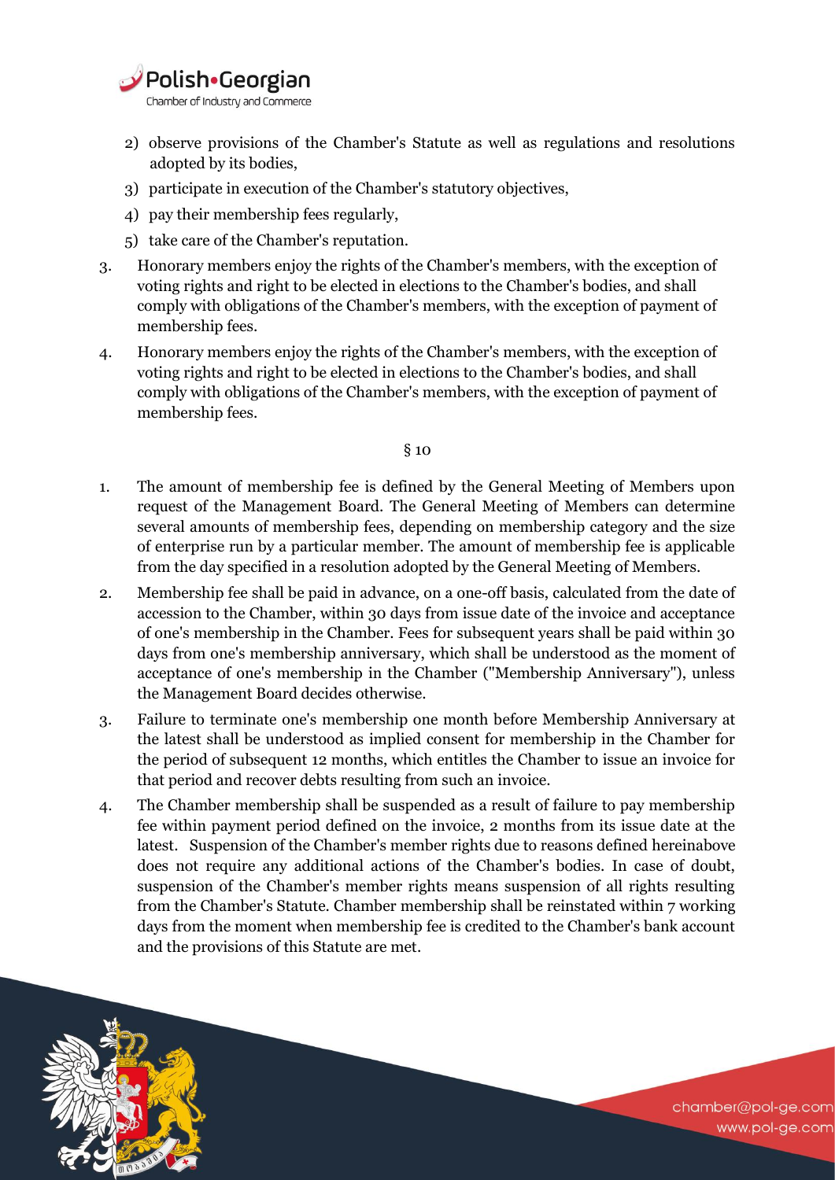2) observe provisions of the Chamber's Statute as well as regulations and resolutions adopted by its bodies,
3) participate in execution of the Chamber's statutory objectives,
4) pay their membership fees regularly,
5) take care of the Chamber's reputation.

3. Honorary members enjoy the rights of the Chamber's members, with the exception of voting rights and right to be elected in elections to the Chamber's bodies, and shall comply with obligations of the Chamber's members, with the exception of payment of membership fees.
4. Honorary members enjoy the rights of the Chamber's members, with the exception of voting rights and right to be elected in elections to the Chamber's bodies, and shall comply with obligations of the Chamber's members, with the exception of payment of membership fees.

§ 10

1. The amount of membership fee is defined by the General Meeting of Members upon request of the Management Board. The General Meeting of Members can determine several amounts of membership fees, depending on membership category and the size of enterprise run by a particular member. The amount of membership fee is applicable from the day specified in a resolution adopted by the General Meeting of Members.
2. Membership fee shall be paid in advance, on a one-off basis, calculated from the date of accession to the Chamber, within 30 days from issue date of the invoice and acceptance of one's membership in the Chamber. Fees for subsequent years shall be paid within 30 days from one's membership anniversary, which shall be understood as the moment of acceptance of one's membership in the Chamber ("Membership Anniversary"), unless the Management Board decides otherwise.
3. Failure to terminate one's membership one month before Membership Anniversary at the latest shall be understood as implied consent for membership in the Chamber for the period of subsequent 12 months, which entitles the Chamber to issue an invoice for that period and recover debts resulting from such an invoice.
4. The Chamber membership shall be suspended as a result of failure to pay membership fee within payment period defined on the invoice, 2 months from its issue date at the latest. Suspension of the Chamber's member rights due to reasons defined hereinabove does not require any additional actions of the Chamber's bodies. In case of doubt, suspension of the Chamber's member rights means suspension of all rights resulting from the Chamber's Statute. Chamber membership shall be reinstated within 7 working days from the moment when membership fee is credited to the Chamber's bank account and the provisions of this Statute are met.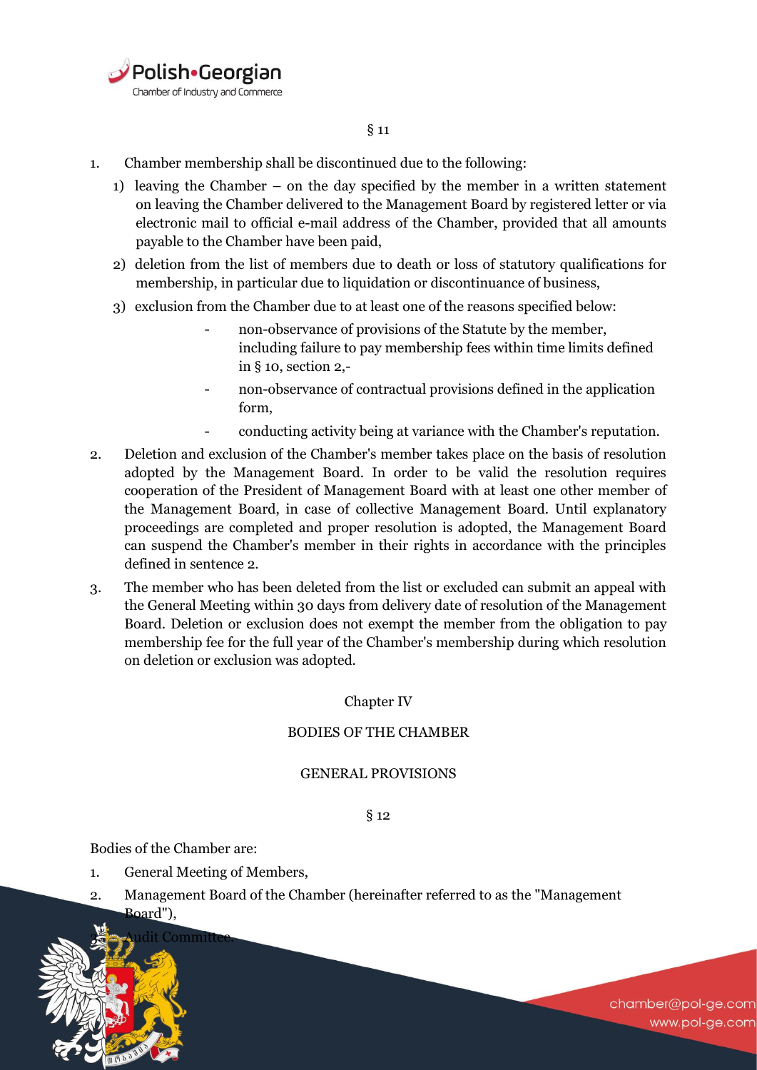§ 11

1. Chamber membership shall be discontinued due to the following:
   1) leaving the Chamber – on the day specified by the member in a written statement on leaving the Chamber delivered to the Management Board by registered letter or via electronic mail to official e-mail address of the Chamber, provided that all amounts payable to the Chamber have been paid,
   2) deletion from the list of members due to death or loss of statutory qualifications for membership, in particular due to liquidation or discontinuance of business,
   3) exclusion from the Chamber due to at least one of the reasons specified below:
      - non-observance of provisions of the Statute by the member, including failure to pay membership fees within time limits defined in § 10, section 2,-
      - non-observance of contractual provisions defined in the application form,
      - conducting activity being at variance with the Chamber's reputation.
2. Deletion and exclusion of the Chamber's member takes place on the basis of resolution adopted by the Management Board. In order to be valid the resolution requires cooperation of the President of Management Board with at least one other member of the Management Board, in case of collective Management Board. Until explanatory proceedings are completed and proper resolution is adopted, the Management Board can suspend the Chamber's member in their rights in accordance with the principles defined in sentence 2.
3. The member who has been deleted from the list or excluded can submit an appeal with the General Meeting within 30 days from delivery date of resolution of the Management Board. Deletion or exclusion does not exempt the member from the obligation to pay membership fee for the full year of the Chamber's membership during which resolution on deletion or exclusion was adopted.

## Chapter IV

## BODIES OF THE CHAMBER

### GENERAL PROVISIONS

§ 12

Bodies of the Chamber are:

1. General Meeting of Members,
2. Management Board of the Chamber (hereinafter referred to as the "Management Board"),
3. Audit Committee.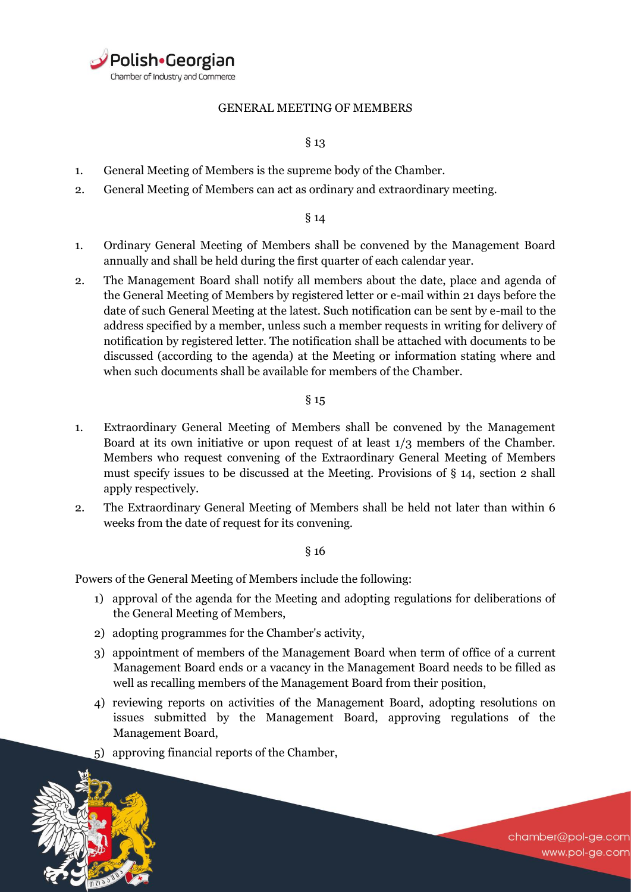## GENERAL MEETING OF MEMBERS

§ 13

1. General Meeting of Members is the supreme body of the Chamber.
2. General Meeting of Members can act as ordinary and extraordinary meeting.

§ 14

1. Ordinary General Meeting of Members shall be convened by the Management Board annually and shall be held during the first quarter of each calendar year.
2. The Management Board shall notify all members about the date, place and agenda of the General Meeting of Members by registered letter or e-mail within 21 days before the date of such General Meeting at the latest. Such notification can be sent by e-mail to the address specified by a member, unless such a member requests in writing for delivery of notification by registered letter. The notification shall be attached with documents to be discussed (according to the agenda) at the Meeting or information stating where and when such documents shall be available for members of the Chamber.

§ 15

1. Extraordinary General Meeting of Members shall be convened by the Management Board at its own initiative or upon request of at least 1/3 members of the Chamber. Members who request convening of the Extraordinary General Meeting of Members must specify issues to be discussed at the Meeting. Provisions of § 14, section 2 shall apply respectively.
2. The Extraordinary General Meeting of Members shall be held not later than within 6 weeks from the date of request for its convening.

§ 16

Powers of the General Meeting of Members include the following:

1) approval of the agenda for the Meeting and adopting regulations for deliberations of the General Meeting of Members,
2) adopting programmes for the Chamber's activity,
3) appointment of members of the Management Board when term of office of a current Management Board ends or a vacancy in the Management Board needs to be filled as well as recalling members of the Management Board from their position,
4) reviewing reports on activities of the Management Board, adopting resolutions on issues submitted by the Management Board, approving regulations of the Management Board,
5) approving financial reports of the Chamber,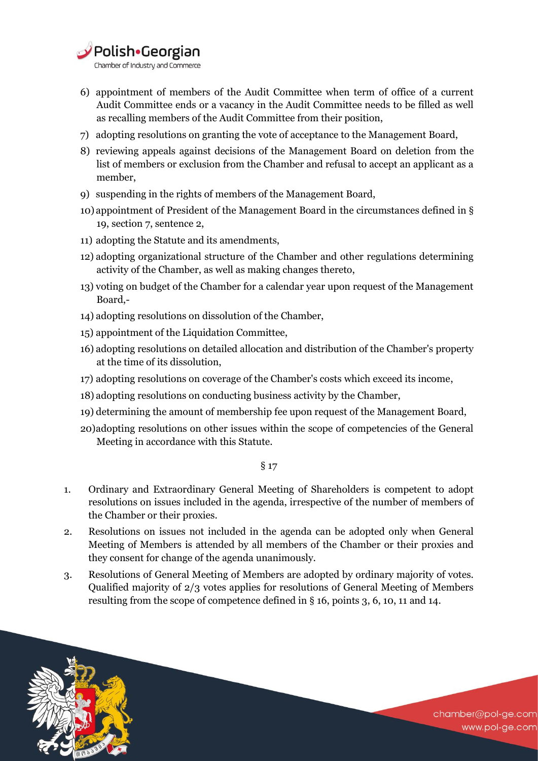6) appointment of members of the Audit Committee when term of office of a current Audit Committee ends or a vacancy in the Audit Committee needs to be filled as well as recalling members of the Audit Committee from their position,
7) adopting resolutions on granting the vote of acceptance to the Management Board,
8) reviewing appeals against decisions of the Management Board on deletion from the list of members or exclusion from the Chamber and refusal to accept an applicant as a member,
9) suspending in the rights of members of the Management Board,
10) appointment of President of the Management Board in the circumstances defined in § 19, section 7, sentence 2,
11) adopting the Statute and its amendments,
12) adopting organizational structure of the Chamber and other regulations determining activity of the Chamber, as well as making changes thereto,
13) voting on budget of the Chamber for a calendar year upon request of the Management Board,-
14) adopting resolutions on dissolution of the Chamber,
15) appointment of the Liquidation Committee,
16) adopting resolutions on detailed allocation and distribution of the Chamber's property at the time of its dissolution,
17) adopting resolutions on coverage of the Chamber's costs which exceed its income,
18) adopting resolutions on conducting business activity by the Chamber,
19) determining the amount of membership fee upon request of the Management Board,
20) adopting resolutions on other issues within the scope of competencies of the General Meeting in accordance with this Statute.

§ 17

1. Ordinary and Extraordinary General Meeting of Shareholders is competent to adopt resolutions on issues included in the agenda, irrespective of the number of members of the Chamber or their proxies.
2. Resolutions on issues not included in the agenda can be adopted only when General Meeting of Members is attended by all members of the Chamber or their proxies and they consent for change of the agenda unanimously.
3. Resolutions of General Meeting of Members are adopted by ordinary majority of votes. Qualified majority of 2/3 votes applies for resolutions of General Meeting of Members resulting from the scope of competence defined in § 16, points 3, 6, 10, 11 and 14.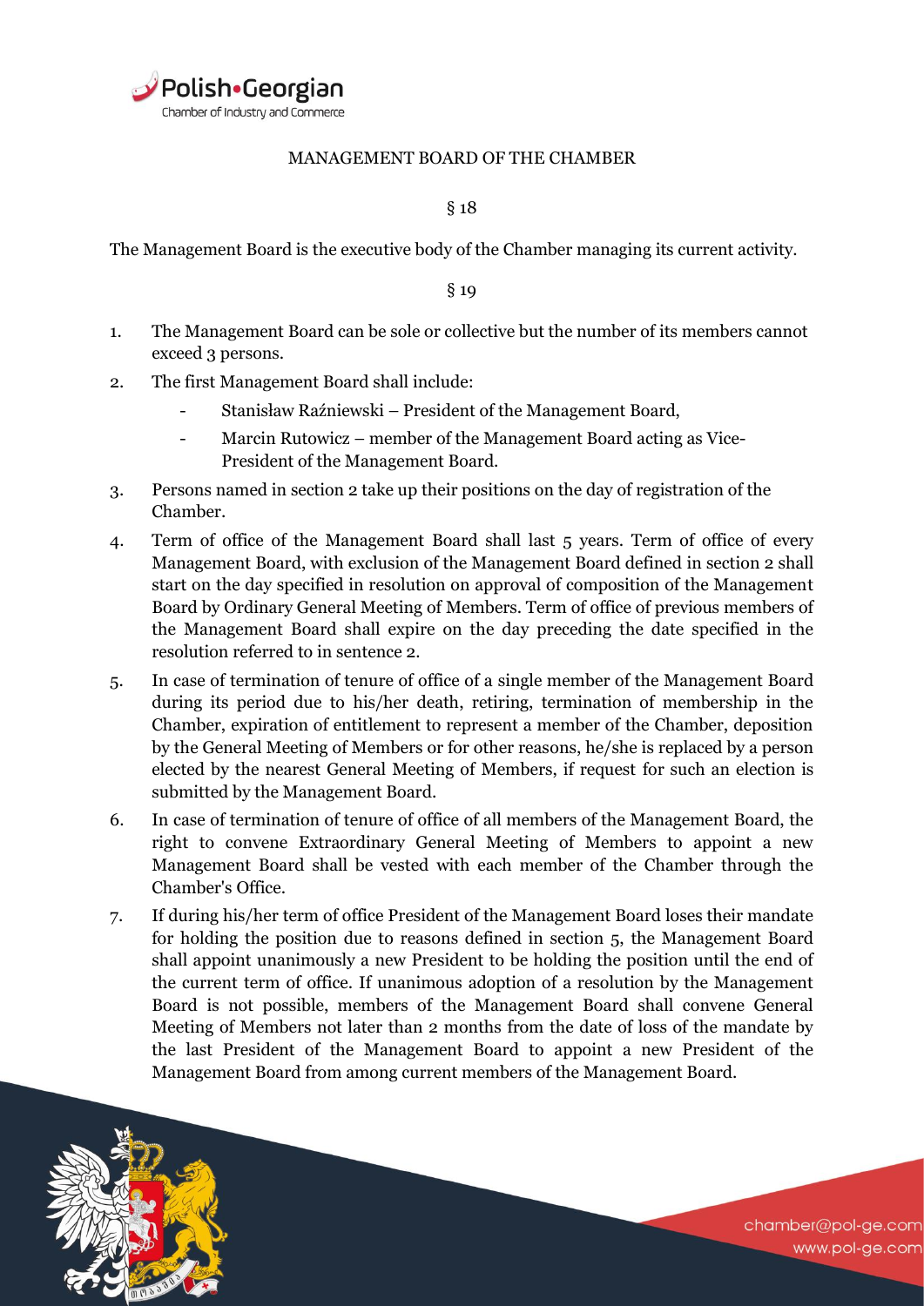## MANAGEMENT BOARD OF THE CHAMBER

§ 18

The Management Board is the executive body of the Chamber managing its current activity.

§ 19

1. The Management Board can be sole or collective but the number of its members cannot exceed 3 persons.
2. The first Management Board shall include:
   - Stanisław Raźniewski – President of the Management Board,
   - Marcin Rutowicz – member of the Management Board acting as Vice-President of the Management Board.
3. Persons named in section 2 take up their positions on the day of registration of the Chamber.
4. Term of office of the Management Board shall last 5 years. Term of office of every Management Board, with exclusion of the Management Board defined in section 2 shall start on the day specified in resolution on approval of composition of the Management Board by Ordinary General Meeting of Members. Term of office of previous members of the Management Board shall expire on the day preceding the date specified in the resolution referred to in sentence 2.
5. In case of termination of tenure of office of a single member of the Management Board during its period due to his/her death, retiring, termination of membership in the Chamber, expiration of entitlement to represent a member of the Chamber, deposition by the General Meeting of Members or for other reasons, he/she is replaced by a person elected by the nearest General Meeting of Members, if request for such an election is submitted by the Management Board.
6. In case of termination of tenure of office of all members of the Management Board, the right to convene Extraordinary General Meeting of Members to appoint a new Management Board shall be vested with each member of the Chamber through the Chamber's Office.
7. If during his/her term of office President of the Management Board loses their mandate for holding the position due to reasons defined in section 5, the Management Board shall appoint unanimously a new President to be holding the position until the end of the current term of office. If unanimous adoption of a resolution by the Management Board is not possible, members of the Management Board shall convene General Meeting of Members not later than 2 months from the date of loss of the mandate by the last President of the Management Board to appoint a new President of the Management Board from among current members of the Management Board.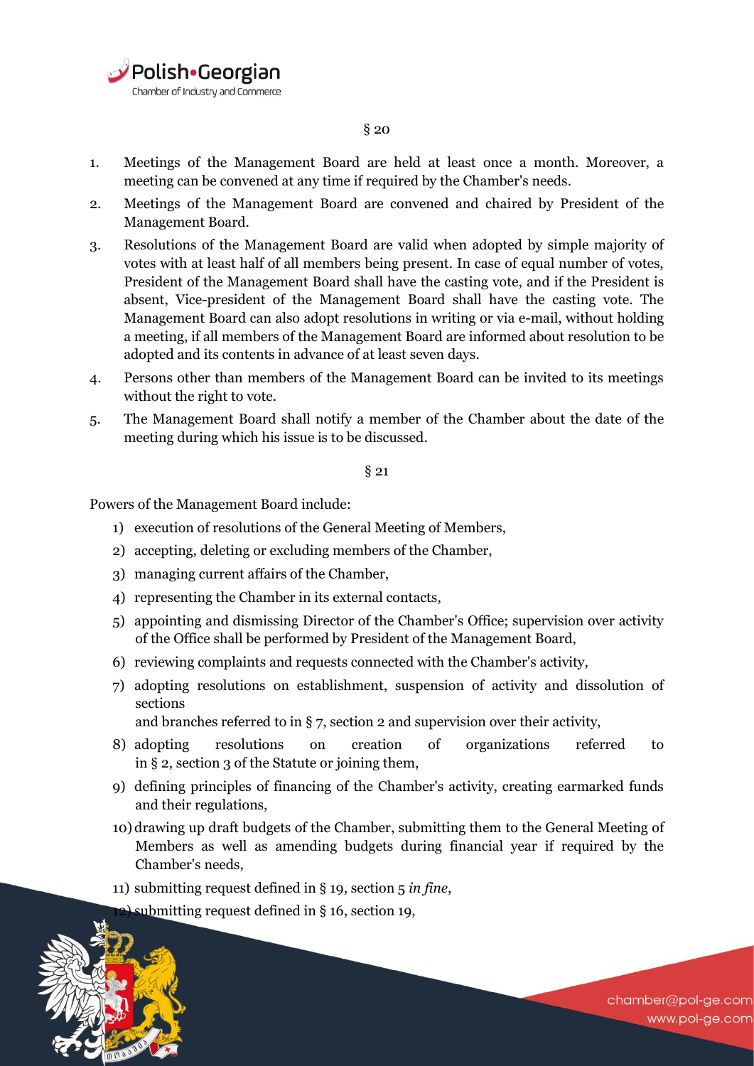§ 20

1. Meetings of the Management Board are held at least once a month. Moreover, a meeting can be convened at any time if required by the Chamber's needs.
2. Meetings of the Management Board are convened and chaired by President of the Management Board.
3. Resolutions of the Management Board are valid when adopted by simple majority of votes with at least half of all members being present. In case of equal number of votes, President of the Management Board shall have the casting vote, and if the President is absent, Vice-president of the Management Board shall have the casting vote. The Management Board can also adopt resolutions in writing or via e-mail, without holding a meeting, if all members of the Management Board are informed about resolution to be adopted and its contents in advance of at least seven days.
4. Persons other than members of the Management Board can be invited to its meetings without the right to vote.
5. The Management Board shall notify a member of the Chamber about the date of the meeting during which his issue is to be discussed.

§ 21

Powers of the Management Board include:

1) execution of resolutions of the General Meeting of Members,
2) accepting, deleting or excluding members of the Chamber,
3) managing current affairs of the Chamber,
4) representing the Chamber in its external contacts,
5) appointing and dismissing Director of the Chamber's Office; supervision over activity of the Office shall be performed by President of the Management Board,
6) reviewing complaints and requests connected with the Chamber's activity,
7) adopting resolutions on establishment, suspension of activity and dissolution of sections and branches referred to in § 7, section 2 and supervision over their activity,
8) adopting resolutions on creation of organizations referred to in § 2, section 3 of the Statute or joining them,
9) defining principles of financing of the Chamber's activity, creating earmarked funds and their regulations,
10) drawing up draft budgets of the Chamber, submitting them to the General Meeting of Members as well as amending budgets during financial year if required by the Chamber's needs,
11) submitting request defined in § 19, section 5 *in fine*,
12) submitting request defined in § 16, section 19,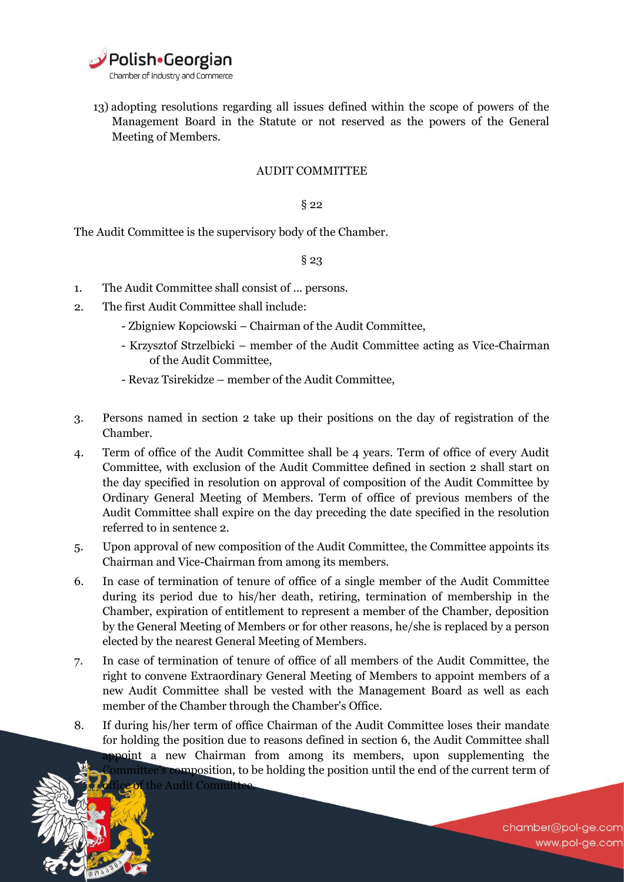13) adopting resolutions regarding all issues defined within the scope of powers of the Management Board in the Statute or not reserved as the powers of the General Meeting of Members.

## AUDIT COMMITTEE

### § 22

The Audit Committee is the supervisory body of the Chamber.

### § 23

1. The Audit Committee shall consist of ... persons.
2. The first Audit Committee shall include:
   - Zbigniew Kopciowski – Chairman of the Audit Committee,
   - Krzysztof Strzelbicki – member of the Audit Committee acting as Vice-Chairman of the Audit Committee,
   - Revaz Tsirekidze – member of the Audit Committee,
3. Persons named in section 2 take up their positions on the day of registration of the Chamber.
4. Term of office of the Audit Committee shall be 4 years. Term of office of every Audit Committee, with exclusion of the Audit Committee defined in section 2 shall start on the day specified in resolution on approval of composition of the Audit Committee by Ordinary General Meeting of Members. Term of office of previous members of the Audit Committee shall expire on the day preceding the date specified in the resolution referred to in sentence 2.
5. Upon approval of new composition of the Audit Committee, the Committee appoints its Chairman and Vice-Chairman from among its members.
6. In case of termination of tenure of office of a single member of the Audit Committee during its period due to his/her death, retiring, termination of membership in the Chamber, expiration of entitlement to represent a member of the Chamber, deposition by the General Meeting of Members or for other reasons, he/she is replaced by a person elected by the nearest General Meeting of Members.
7. In case of termination of tenure of office of all members of the Audit Committee, the right to convene Extraordinary General Meeting of Members to appoint members of a new Audit Committee shall be vested with the Management Board as well as each member of the Chamber through the Chamber's Office.
8. If during his/her term of office Chairman of the Audit Committee loses their mandate for holding the position due to reasons defined in section 6, the Audit Committee shall appoint a new Chairman from among its members, upon supplementing the Committee's composition, to be holding the position until the end of the current term of office of the Audit Committee.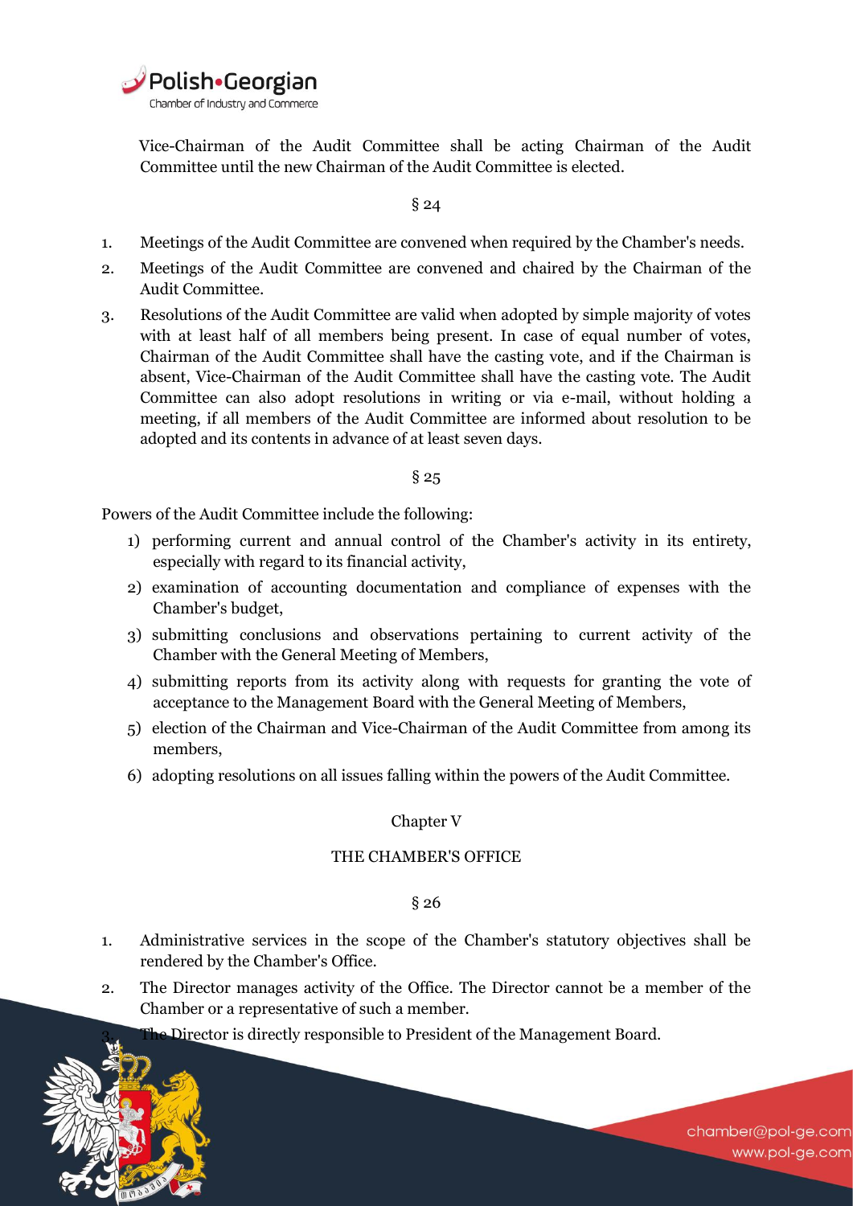Vice-Chairman of the Audit Committee shall be acting Chairman of the Audit Committee until the new Chairman of the Audit Committee is elected.

§ 24

1. Meetings of the Audit Committee are convened when required by the Chamber's needs.
2. Meetings of the Audit Committee are convened and chaired by the Chairman of the Audit Committee.
3. Resolutions of the Audit Committee are valid when adopted by simple majority of votes with at least half of all members being present. In case of equal number of votes, Chairman of the Audit Committee shall have the casting vote, and if the Chairman is absent, Vice-Chairman of the Audit Committee shall have the casting vote. The Audit Committee can also adopt resolutions in writing or via e-mail, without holding a meeting, if all members of the Audit Committee are informed about resolution to be adopted and its contents in advance of at least seven days.

§ 25

Powers of the Audit Committee include the following:

1) performing current and annual control of the Chamber's activity in its entirety, especially with regard to its financial activity,
2) examination of accounting documentation and compliance of expenses with the Chamber's budget,
3) submitting conclusions and observations pertaining to current activity of the Chamber with the General Meeting of Members,
4) submitting reports from its activity along with requests for granting the vote of acceptance to the Management Board with the General Meeting of Members,
5) election of the Chairman and Vice-Chairman of the Audit Committee from among its members,
6) adopting resolutions on all issues falling within the powers of the Audit Committee.

## Chapter V

## THE CHAMBER'S OFFICE

§ 26

1. Administrative services in the scope of the Chamber's statutory objectives shall be rendered by the Chamber's Office.
2. The Director manages activity of the Office. The Director cannot be a member of the Chamber or a representative of such a member.
3. The Director is directly responsible to President of the Management Board.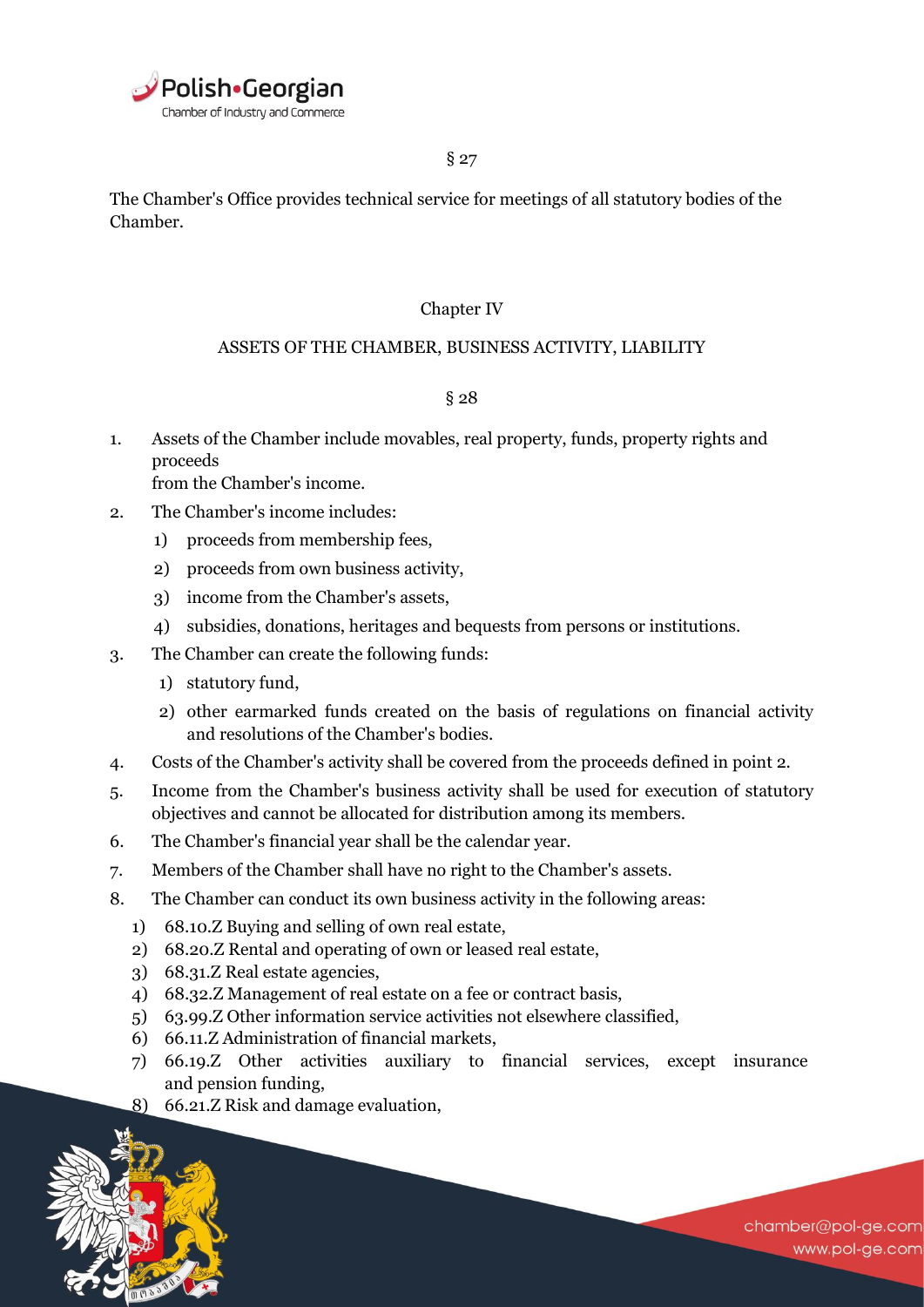§ 27

The Chamber's Office provides technical service for meetings of all statutory bodies of the Chamber.

## Chapter IV

## ASSETS OF THE CHAMBER, BUSINESS ACTIVITY, LIABILITY

§ 28

1. Assets of the Chamber include movables, real property, funds, property rights and proceeds from the Chamber's income.
2. The Chamber's income includes:
   1) proceeds from membership fees,
   2) proceeds from own business activity,
   3) income from the Chamber's assets,
   4) subsidies, donations, heritages and bequests from persons or institutions.
3. The Chamber can create the following funds:
   1) statutory fund,
   2) other earmarked funds created on the basis of regulations on financial activity and resolutions of the Chamber's bodies.
4. Costs of the Chamber's activity shall be covered from the proceeds defined in point 2.
5. Income from the Chamber's business activity shall be used for execution of statutory objectives and cannot be allocated for distribution among its members.
6. The Chamber's financial year shall be the calendar year.
7. Members of the Chamber shall have no right to the Chamber's assets.
8. The Chamber can conduct its own business activity in the following areas:
   1) 68.10.Z Buying and selling of own real estate,
   2) 68.20.Z Rental and operating of own or leased real estate,
   3) 68.31.Z Real estate agencies,
   4) 68.32.Z Management of real estate on a fee or contract basis,
   5) 63.99.Z Other information service activities not elsewhere classified,
   6) 66.11.Z Administration of financial markets,
   7) 66.19.Z Other activities auxiliary to financial services, except insurance and pension funding,
   8) 66.21.Z Risk and damage evaluation,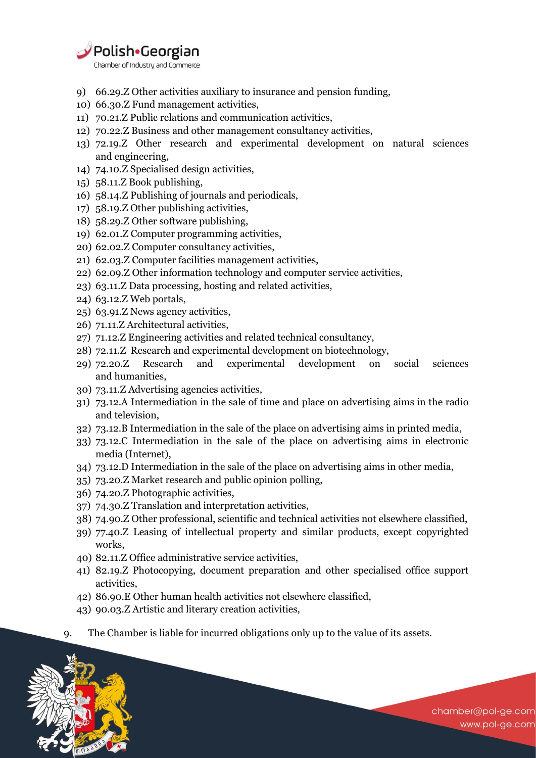9) 66.29.Z Other activities auxiliary to insurance and pension funding,
10) 66.30.Z Fund management activities,
11) 70.21.Z Public relations and communication activities,
12) 70.22.Z Business and other management consultancy activities,
13) 72.19.Z Other research and experimental development on natural sciences and engineering,
14) 74.10.Z Specialised design activities,
15) 58.11.Z Book publishing,
16) 58.14.Z Publishing of journals and periodicals,
17) 58.19.Z Other publishing activities,
18) 58.29.Z Other software publishing,
19) 62.01.Z Computer programming activities,
20) 62.02.Z Computer consultancy activities,
21) 62.03.Z Computer facilities management activities,
22) 62.09.Z Other information technology and computer service activities,
23) 63.11.Z Data processing, hosting and related activities,
24) 63.12.Z Web portals,
25) 63.91.Z News agency activities,
26) 71.11.Z Architectural activities,
27) 71.12.Z Engineering activities and related technical consultancy,
28) 72.11.Z Research and experimental development on biotechnology,
29) 72.20.Z Research and experimental development on social sciences and humanities,
30) 73.11.Z Advertising agencies activities,
31) 73.12.A Intermediation in the sale of time and place on advertising aims in the radio and television,
32) 73.12.B Intermediation in the sale of the place on advertising aims in printed media,
33) 73.12.C Intermediation in the sale of the place on advertising aims in electronic media (Internet),
34) 73.12.D Intermediation in the sale of the place on advertising aims in other media,
35) 73.20.Z Market research and public opinion polling,
36) 74.20.Z Photographic activities,
37) 74.30.Z Translation and interpretation activities,
38) 74.90.Z Other professional, scientific and technical activities not elsewhere classified,
39) 77.40.Z Leasing of intellectual property and similar products, except copyrighted works,
40) 82.11.Z Office administrative service activities,
41) 82.19.Z Photocopying, document preparation and other specialised office support activities,
42) 86.90.E Other human health activities not elsewhere classified,
43) 90.03.Z Artistic and literary creation activities,

9. The Chamber is liable for incurred obligations only up to the value of its assets.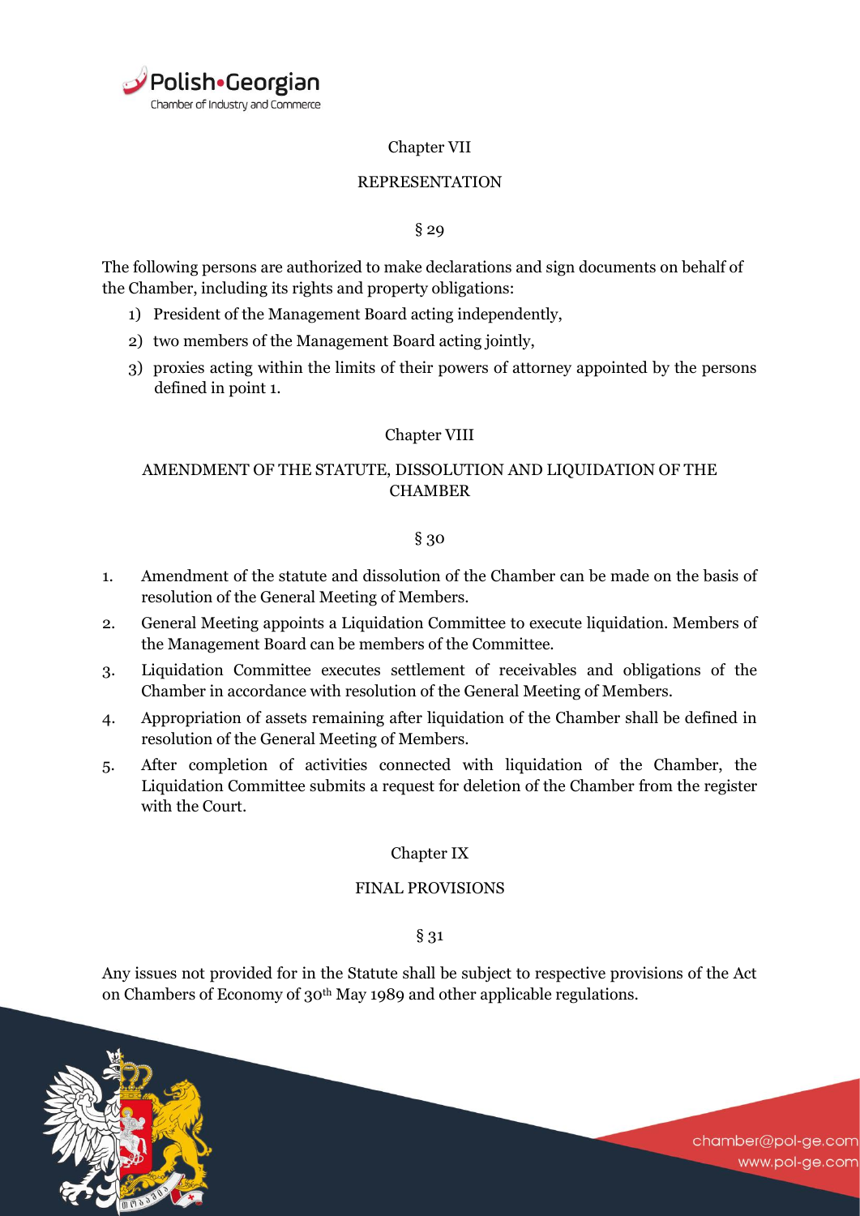## Chapter VII

## REPRESENTATION

### § 29

The following persons are authorized to make declarations and sign documents on behalf of the Chamber, including its rights and property obligations:

1) President of the Management Board acting independently,
2) two members of the Management Board acting jointly,
3) proxies acting within the limits of their powers of attorney appointed by the persons defined in point 1.

## Chapter VIII

## AMENDMENT OF THE STATUTE, DISSOLUTION AND LIQUIDATION OF THE CHAMBER

### § 30

1. Amendment of the statute and dissolution of the Chamber can be made on the basis of resolution of the General Meeting of Members.
2. General Meeting appoints a Liquidation Committee to execute liquidation. Members of the Management Board can be members of the Committee.
3. Liquidation Committee executes settlement of receivables and obligations of the Chamber in accordance with resolution of the General Meeting of Members.
4. Appropriation of assets remaining after liquidation of the Chamber shall be defined in resolution of the General Meeting of Members.
5. After completion of activities connected with liquidation of the Chamber, the Liquidation Committee submits a request for deletion of the Chamber from the register with the Court.

## Chapter IX

## FINAL PROVISIONS

### § 31

Any issues not provided for in the Statute shall be subject to respective provisions of the Act on Chambers of Economy of 30th May 1989 and other applicable regulations.